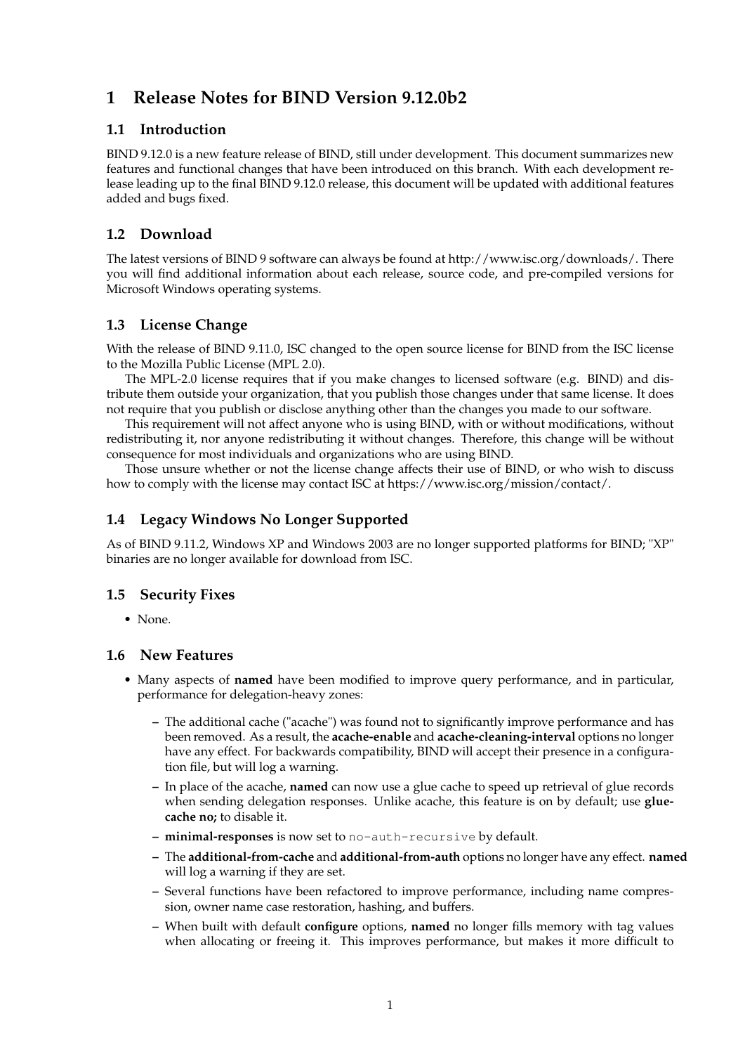# 1 Release Notes for BIND Version 9.12.0b2

## 1.1 Introduction

BIND 9.12.0 is a new feature release of BIND, still under development. This document summarizes new features and functional changes that have been introduced on this branch. With each development release leading up to the final BIND 9.12.0 release, this document will be updated with additional features added and bugs fixed.

## 1.2 Download

The latest versions of BIND 9 software can always be found at http://www.isc.org/downloads/. There you will find additional information about each release, source code, and pre-compiled versions for Microsoft Windows operating systems.

## 1.3 License Change

With the release of BIND 9.11.0, ISC changed to the open source license for BIND from the ISC license to the Mozilla Public License (MPL 2.0).

The MPL-2.0 license requires that if you make changes to licensed software (e.g. BIND) and distribute them outside your organization, that you publish those changes under that same license. It does not require that you publish or disclose anything other than the changes you made to our software.

This requirement will not affect anyone who is using BIND, with or without modifications, without redistributing it, nor anyone redistributing it without changes. Therefore, this change will be without consequence for most individuals and organizations who are using BIND.

Those unsure whether or not the license change affects their use of BIND, or who wish to discuss how to comply with the license may contact ISC at https://www.isc.org/mission/contact/.

## 1.4 Legacy Windows No Longer Supported

As of BIND 9.11.2, Windows XP and Windows 2003 are no longer supported platforms for BIND; "XP" binaries are no longer available for download from ISC.

## 1.5 Security Fixes

- None.

## 1.6 New Features

- Many aspects of **named** have been modified to improve query performance, and in particular, performance for delegation-heavy zones:
  - The additional cache ("acache") was found not to significantly improve performance and has been removed. As a result, the **acache-enable** and **acache-cleaning-interval** options no longer have any effect. For backwards compatibility, BIND will accept their presence in a configuration file, but will log a warning.
  - In place of the acache, **named** can now use a glue cache to speed up retrieval of glue records when sending delegation responses. Unlike acache, this feature is on by default; use **glue-cache no;** to disable it.
  - **minimal-responses** is now set to `no-auth-recursive` by default.
  - The **additional-from-cache** and **additional-from-auth** options no longer have any effect. **named** will log a warning if they are set.
  - Several functions have been refactored to improve performance, including name compression, owner name case restoration, hashing, and buffers.
  - When built with default **configure** options, **named** no longer fills memory with tag values when allocating or freeing it. This improves performance, but makes it more difficult to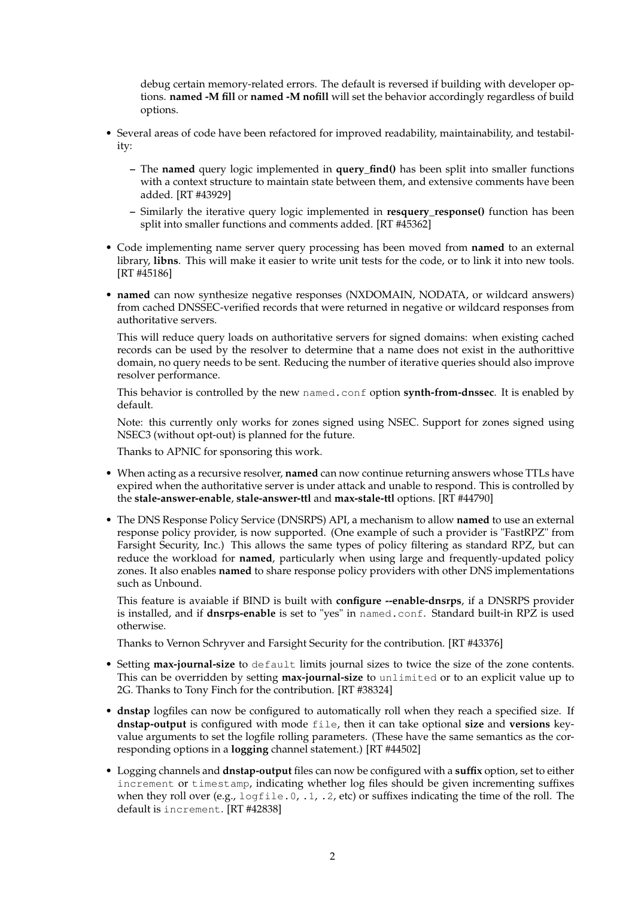debug certain memory-related errors. The default is reversed if building with developer options. **named -M fill** or **named -M nofill** will set the behavior accordingly regardless of build options.

- Several areas of code have been refactored for improved readability, maintainability, and testability:
  - The **named** query logic implemented in **query_find()** has been split into smaller functions with a context structure to maintain state between them, and extensive comments have been added. [RT #43929]
  - Similarly the iterative query logic implemented in **resquery_response()** function has been split into smaller functions and comments added. [RT #45362]
- Code implementing name server query processing has been moved from **named** to an external library, **libns**. This will make it easier to write unit tests for the code, or to link it into new tools. [RT #45186]
- **named** can now synthesize negative responses (NXDOMAIN, NODATA, or wildcard answers) from cached DNSSEC-verified records that were returned in negative or wildcard responses from authoritative servers.

  This will reduce query loads on authoritative servers for signed domains: when existing cached records can be used by the resolver to determine that a name does not exist in the authorittive domain, no query needs to be sent. Reducing the number of iterative queries should also improve resolver performance.

  This behavior is controlled by the new `named.conf` option **synth-from-dnssec**. It is enabled by default.

  Note: this currently only works for zones signed using NSEC. Support for zones signed using NSEC3 (without opt-out) is planned for the future.

  Thanks to APNIC for sponsoring this work.
- When acting as a recursive resolver, **named** can now continue returning answers whose TTLs have expired when the authoritative server is under attack and unable to respond. This is controlled by the **stale-answer-enable**, **stale-answer-ttl** and **max-stale-ttl** options. [RT #44790]
- The DNS Response Policy Service (DNSRPS) API, a mechanism to allow **named** to use an external response policy provider, is now supported. (One example of such a provider is "FastRPZ" from Farsight Security, Inc.) This allows the same types of policy filtering as standard RPZ, but can reduce the workload for **named**, particularly when using large and frequently-updated policy zones. It also enables **named** to share response policy providers with other DNS implementations such as Unbound.

  This feature is avaiable if BIND is built with **configure --enable-dnsrps**, if a DNSRPS provider is installed, and if **dnsrps-enable** is set to "yes" in `named.conf`. Standard built-in RPZ is used otherwise.

  Thanks to Vernon Schryver and Farsight Security for the contribution. [RT #43376]
- Setting **max-journal-size** to `default` limits journal sizes to twice the size of the zone contents. This can be overridden by setting **max-journal-size** to `unlimited` or to an explicit value up to 2G. Thanks to Tony Finch for the contribution. [RT #38324]
- **dnstap** logfiles can now be configured to automatically roll when they reach a specified size. If **dnstap-output** is configured with mode `file`, then it can take optional **size** and **versions** key-value arguments to set the logfile rolling parameters. (These have the same semantics as the corresponding options in a **logging** channel statement.) [RT #44502]
- Logging channels and **dnstap-output** files can now be configured with a **suffix** option, set to either `increment` or `timestamp`, indicating whether log files should be given incrementing suffixes when they roll over (e.g., `logfile.0`, `.1`, `.2`, etc) or suffixes indicating the time of the roll. The default is `increment`. [RT #42838]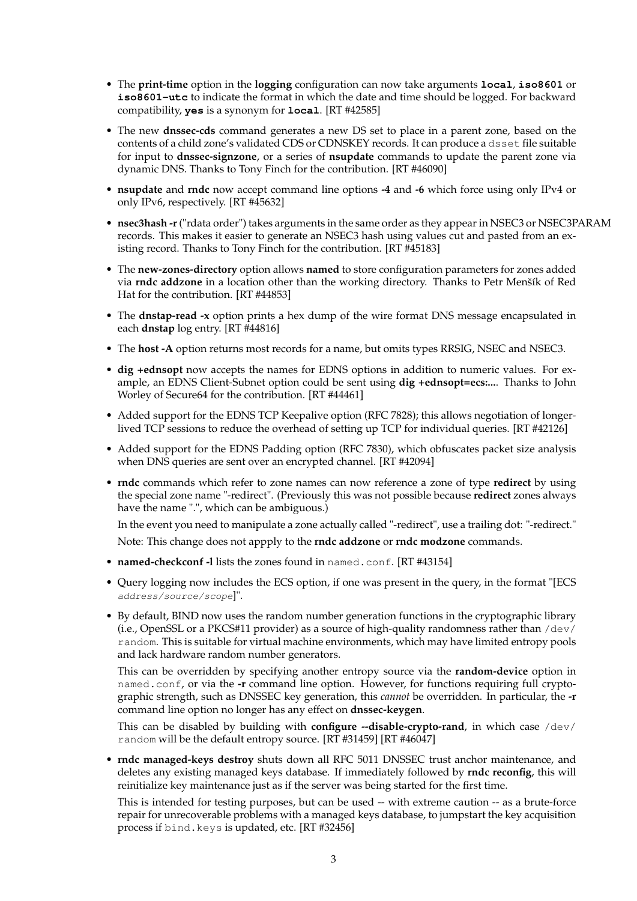- The **print-time** option in the **logging** configuration can now take arguments `local`, `iso8601` or `iso8601-utc` to indicate the format in which the date and time should be logged. For backward compatibility, `yes` is a synonym for `local`. [RT #42585]

- The new **dnssec-cds** command generates a new DS set to place in a parent zone, based on the contents of a child zone's validated CDS or CDNSKEY records. It can produce a `dsset` file suitable for input to **dnssec-signzone**, or a series of **nsupdate** commands to update the parent zone via dynamic DNS. Thanks to Tony Finch for the contribution. [RT #46090]

- **nsupdate** and **rndc** now accept command line options **-4** and **-6** which force using only IPv4 or only IPv6, respectively. [RT #45632]

- **nsec3hash -r** ("rdata order") takes arguments in the same order as they appear in NSEC3 or NSEC3PARAM records. This makes it easier to generate an NSEC3 hash using values cut and pasted from an existing record. Thanks to Tony Finch for the contribution. [RT #45183]

- The **new-zones-directory** option allows **named** to store configuration parameters for zones added via **rndc addzone** in a location other than the working directory. Thanks to Petr Menšík of Red Hat for the contribution. [RT #44853]

- The **dnstap-read -x** option prints a hex dump of the wire format DNS message encapsulated in each **dnstap** log entry. [RT #44816]

- The **host -A** option returns most records for a name, but omits types RRSIG, NSEC and NSEC3.

- **dig +ednsopt** now accepts the names for EDNS options in addition to numeric values. For example, an EDNS Client-Subnet option could be sent using **dig +ednsopt=ecs:...**. Thanks to John Worley of Secure64 for the contribution. [RT #44461]

- Added support for the EDNS TCP Keepalive option (RFC 7828); this allows negotiation of longer-lived TCP sessions to reduce the overhead of setting up TCP for individual queries. [RT #42126]

- Added support for the EDNS Padding option (RFC 7830), which obfuscates packet size analysis when DNS queries are sent over an encrypted channel. [RT #42094]

- **rndc** commands which refer to zone names can now reference a zone of type **redirect** by using the special zone name "-redirect". (Previously this was not possible because **redirect** zones always have the name ".", which can be ambiguous.)

  In the event you need to manipulate a zone actually called "-redirect", use a trailing dot: "-redirect."

  Note: This change does not appply to the **rndc addzone** or **rndc modzone** commands.

- **named-checkconf -l** lists the zones found in `named.conf`. [RT #43154]

- Query logging now includes the ECS option, if one was present in the query, in the format "[ECS *address/source/scope*]".

- By default, BIND now uses the random number generation functions in the cryptographic library (i.e., OpenSSL or a PKCS#11 provider) as a source of high-quality randomness rather than `/dev/random`. This is suitable for virtual machine environments, which may have limited entropy pools and lack hardware random number generators.

  This can be overridden by specifying another entropy source via the **random-device** option in `named.conf`, or via the **-r** command line option. However, for functions requiring full cryptographic strength, such as DNSSEC key generation, this *cannot* be overridden. In particular, the **-r** command line option no longer has any effect on **dnssec-keygen**.

  This can be disabled by building with **configure --disable-crypto-rand**, in which case `/dev/random` will be the default entropy source. [RT #31459] [RT #46047]

- **rndc managed-keys destroy** shuts down all RFC 5011 DNSSEC trust anchor maintenance, and deletes any existing managed keys database. If immediately followed by **rndc reconfig**, this will reinitialize key maintenance just as if the server was being started for the first time.

  This is intended for testing purposes, but can be used -- with extreme caution -- as a brute-force repair for unrecoverable problems with a managed keys database, to jumpstart the key acquisition process if `bind.keys` is updated, etc. [RT #32456]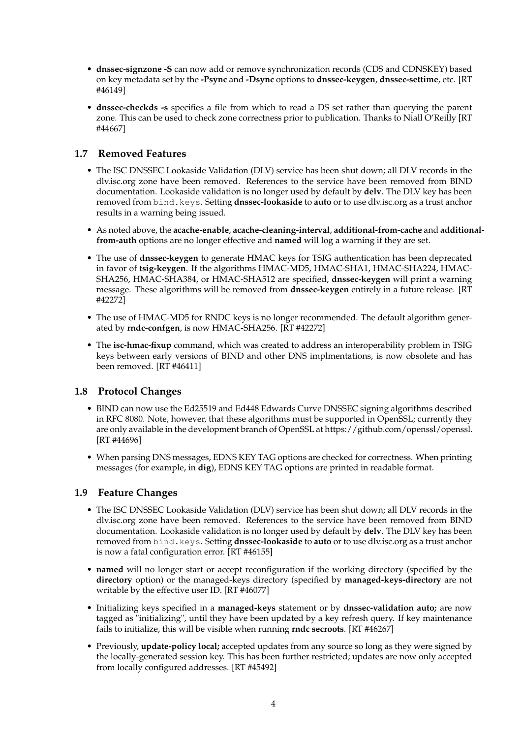- **dnssec-signzone -S** can now add or remove synchronization records (CDS and CDNSKEY) based on key metadata set by the **-Psync** and **-Dsync** options to **dnssec-keygen**, **dnssec-settime**, etc. [RT #46149]
- **dnssec-checkds -s** specifies a file from which to read a DS set rather than querying the parent zone. This can be used to check zone correctness prior to publication. Thanks to Niall O'Reilly [RT #44667]

## 1.7 Removed Features

- The ISC DNSSEC Lookaside Validation (DLV) service has been shut down; all DLV records in the dlv.isc.org zone have been removed. References to the service have been removed from BIND documentation. Lookaside validation is no longer used by default by **delv**. The DLV key has been removed from `bind.keys`. Setting **dnssec-lookaside** to **auto** or to use dlv.isc.org as a trust anchor results in a warning being issued.
- As noted above, the **acache-enable**, **acache-cleaning-interval**, **additional-from-cache** and **additional-from-auth** options are no longer effective and **named** will log a warning if they are set.
- The use of **dnssec-keygen** to generate HMAC keys for TSIG authentication has been deprecated in favor of **tsig-keygen**. If the algorithms HMAC-MD5, HMAC-SHA1, HMAC-SHA224, HMAC-SHA256, HMAC-SHA384, or HMAC-SHA512 are specified, **dnssec-keygen** will print a warning message. These algorithms will be removed from **dnssec-keygen** entirely in a future release. [RT #42272]
- The use of HMAC-MD5 for RNDC keys is no longer recommended. The default algorithm generated by **rndc-confgen**, is now HMAC-SHA256. [RT #42272]
- The **isc-hmac-fixup** command, which was created to address an interoperability problem in TSIG keys between early versions of BIND and other DNS implmentations, is now obsolete and has been removed. [RT #46411]

## 1.8 Protocol Changes

- BIND can now use the Ed25519 and Ed448 Edwards Curve DNSSEC signing algorithms described in RFC 8080. Note, however, that these algorithms must be supported in OpenSSL; currently they are only available in the development branch of OpenSSL at https://github.com/openssl/openssl. [RT #44696]
- When parsing DNS messages, EDNS KEY TAG options are checked for correctness. When printing messages (for example, in **dig**), EDNS KEY TAG options are printed in readable format.

## 1.9 Feature Changes

- The ISC DNSSEC Lookaside Validation (DLV) service has been shut down; all DLV records in the dlv.isc.org zone have been removed. References to the service have been removed from BIND documentation. Lookaside validation is no longer used by default by **delv**. The DLV key has been removed from `bind.keys`. Setting **dnssec-lookaside** to **auto** or to use dlv.isc.org as a trust anchor is now a fatal configuration error. [RT #46155]
- **named** will no longer start or accept reconfiguration if the working directory (specified by the **directory** option) or the managed-keys directory (specified by **managed-keys-directory** are not writable by the effective user ID. [RT #46077]
- Initializing keys specified in a **managed-keys** statement or by **dnssec-validation auto;** are now tagged as "initializing", until they have been updated by a key refresh query. If key maintenance fails to initialize, this will be visible when running **rndc secroots**. [RT #46267]
- Previously, **update-policy local;** accepted updates from any source so long as they were signed by the locally-generated session key. This has been further restricted; updates are now only accepted from locally configured addresses. [RT #45492]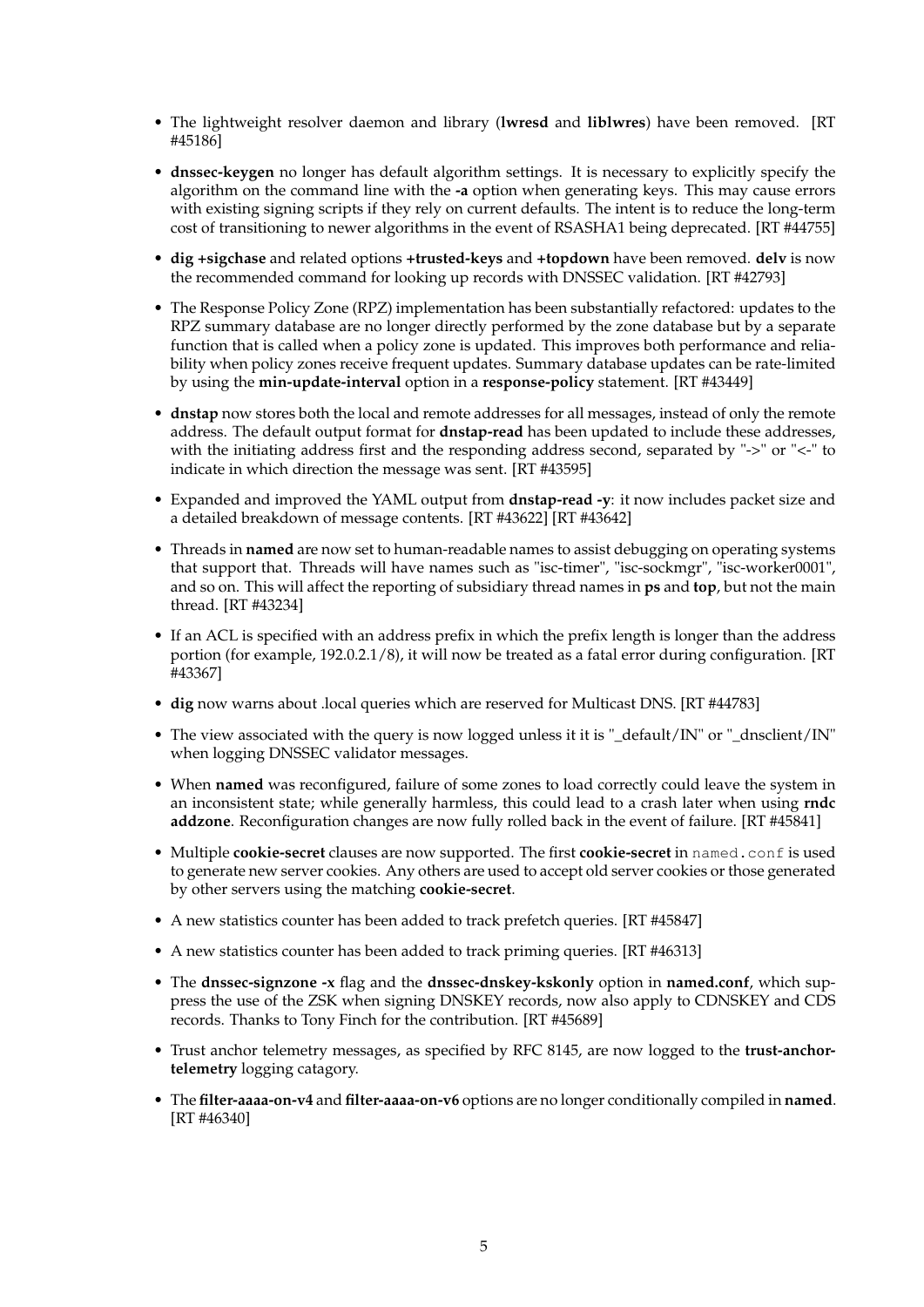- The lightweight resolver daemon and library (**lwresd** and **liblwres**) have been removed. [RT #45186]

- **dnssec-keygen** no longer has default algorithm settings. It is necessary to explicitly specify the algorithm on the command line with the **-a** option when generating keys. This may cause errors with existing signing scripts if they rely on current defaults. The intent is to reduce the long-term cost of transitioning to newer algorithms in the event of RSASHA1 being deprecated. [RT #44755]

- **dig +sigchase** and related options **+trusted-keys** and **+topdown** have been removed. **delv** is now the recommended command for looking up records with DNSSEC validation. [RT #42793]

- The Response Policy Zone (RPZ) implementation has been substantially refactored: updates to the RPZ summary database are no longer directly performed by the zone database but by a separate function that is called when a policy zone is updated. This improves both performance and reliability when policy zones receive frequent updates. Summary database updates can be rate-limited by using the **min-update-interval** option in a **response-policy** statement. [RT #43449]

- **dnstap** now stores both the local and remote addresses for all messages, instead of only the remote address. The default output format for **dnstap-read** has been updated to include these addresses, with the initiating address first and the responding address second, separated by "->" or "<-" to indicate in which direction the message was sent. [RT #43595]

- Expanded and improved the YAML output from **dnstap-read -y**: it now includes packet size and a detailed breakdown of message contents. [RT #43622] [RT #43642]

- Threads in **named** are now set to human-readable names to assist debugging on operating systems that support that. Threads will have names such as "isc-timer", "isc-sockmgr", "isc-worker0001", and so on. This will affect the reporting of subsidiary thread names in **ps** and **top**, but not the main thread. [RT #43234]

- If an ACL is specified with an address prefix in which the prefix length is longer than the address portion (for example, 192.0.2.1/8), it will now be treated as a fatal error during configuration. [RT #43367]

- **dig** now warns about .local queries which are reserved for Multicast DNS. [RT #44783]

- The view associated with the query is now logged unless it it is "_default/IN" or "_dnsclient/IN" when logging DNSSEC validator messages.

- When **named** was reconfigured, failure of some zones to load correctly could leave the system in an inconsistent state; while generally harmless, this could lead to a crash later when using **rndc addzone**. Reconfiguration changes are now fully rolled back in the event of failure. [RT #45841]

- Multiple **cookie-secret** clauses are now supported. The first **cookie-secret** in `named.conf` is used to generate new server cookies. Any others are used to accept old server cookies or those generated by other servers using the matching **cookie-secret**.

- A new statistics counter has been added to track prefetch queries. [RT #45847]

- A new statistics counter has been added to track priming queries. [RT #46313]

- The **dnssec-signzone -x** flag and the **dnssec-dnskey-kskonly** option in **named.conf**, which suppress the use of the ZSK when signing DNSKEY records, now also apply to CDNSKEY and CDS records. Thanks to Tony Finch for the contribution. [RT #45689]

- Trust anchor telemetry messages, as specified by RFC 8145, are now logged to the **trust-anchor-telemetry** logging catagory.

- The **filter-aaaa-on-v4** and **filter-aaaa-on-v6** options are no longer conditionally compiled in **named**. [RT #46340]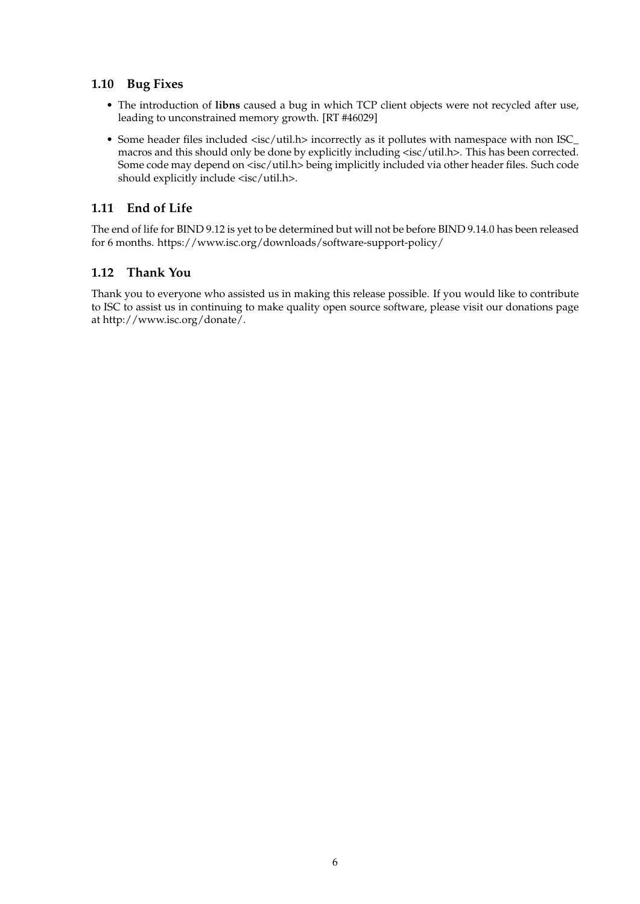### 1.10 Bug Fixes

- The introduction of **libns** caused a bug in which TCP client objects were not recycled after use, leading to unconstrained memory growth. [RT #46029]
- Some header files included <isc/util.h> incorrectly as it pollutes with namespace with non ISC_ macros and this should only be done by explicitly including <isc/util.h>. This has been corrected. Some code may depend on <isc/util.h> being implicitly included via other header files. Such code should explicitly include <isc/util.h>.

### 1.11 End of Life

The end of life for BIND 9.12 is yet to be determined but will not be before BIND 9.14.0 has been released for 6 months. https://www.isc.org/downloads/software-support-policy/

### 1.12 Thank You

Thank you to everyone who assisted us in making this release possible. If you would like to contribute to ISC to assist us in continuing to make quality open source software, please visit our donations page at http://www.isc.org/donate/.